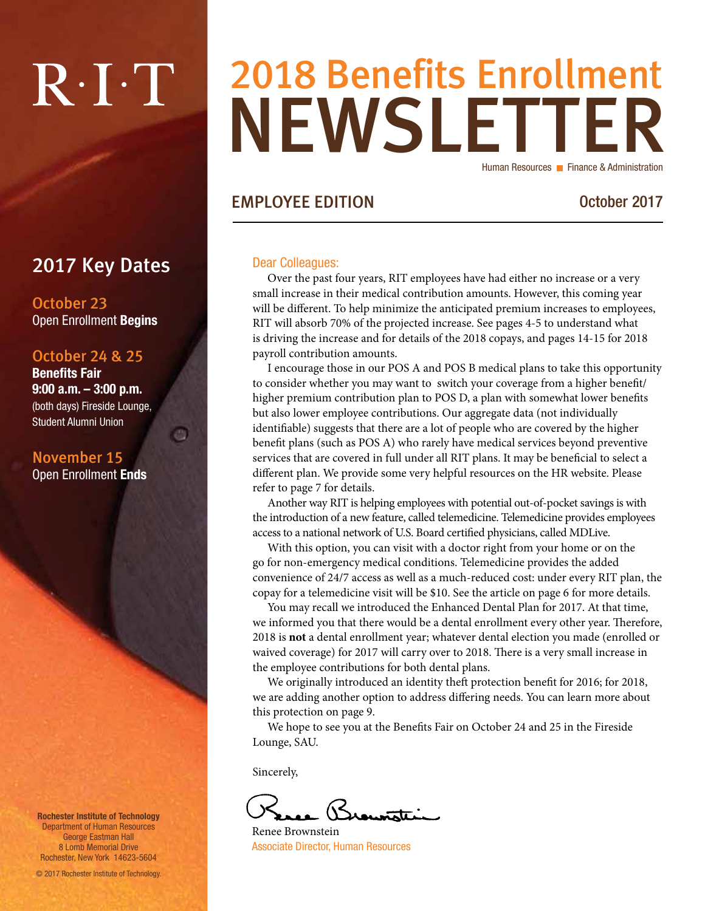R·I·T

# 2018 Benefits Enrollment NEWSLETTER

Human Resources ■ Finance & Administration

## EMPLOYEE EDITION

October 2017

## 2017 Key Dates

**October 23**
Open Enrollment **Begins**

**October 24 & 25**
**Benefits Fair**
**9:00 a.m. – 3:00 p.m.**
(both days) Fireside Lounge, Student Alumni Union

**November 15**
Open Enrollment **Ends**

Dear Colleagues:

Over the past four years, RIT employees have had either no increase or a very small increase in their medical contribution amounts. However, this coming year will be different. To help minimize the anticipated premium increases to employees, RIT will absorb 70% of the projected increase. See pages 4-5 to understand what is driving the increase and for details of the 2018 copays, and pages 14-15 for 2018 payroll contribution amounts.

I encourage those in our POS A and POS B medical plans to take this opportunity to consider whether you may want to switch your coverage from a higher benefit/higher premium contribution plan to POS D, a plan with somewhat lower benefits but also lower employee contributions. Our aggregate data (not individually identifiable) suggests that there are a lot of people who are covered by the higher benefit plans (such as POS A) who rarely have medical services beyond preventive services that are covered in full under all RIT plans. It may be beneficial to select a different plan. We provide some very helpful resources on the HR website. Please refer to page 7 for details.

Another way RIT is helping employees with potential out-of-pocket savings is with the introduction of a new feature, called telemedicine. Telemedicine provides employees access to a national network of U.S. Board certified physicians, called MDLive.

With this option, you can visit with a doctor right from your home or on the go for non-emergency medical conditions. Telemedicine provides the added convenience of 24/7 access as well as a much-reduced cost: under every RIT plan, the copay for a telemedicine visit will be $10. See the article on page 6 for more details.

You may recall we introduced the Enhanced Dental Plan for 2017. At that time, we informed you that there would be a dental enrollment every other year. Therefore, 2018 is **not** a dental enrollment year; whatever dental election you made (enrolled or waived coverage) for 2017 will carry over to 2018. There is a very small increase in the employee contributions for both dental plans.

We originally introduced an identity theft protection benefit for 2016; for 2018, we are adding another option to address differing needs. You can learn more about this protection on page 9.

We hope to see you at the Benefits Fair on October 24 and 25 in the Fireside Lounge, SAU.

Sincerely,

Renee Brownstein
Associate Director, Human Resources

Rochester Institute of Technology
Department of Human Resources
George Eastman Hall
8 Lomb Memorial Drive
Rochester, New York 14623-5604

© 2017 Rochester Institute of Technology.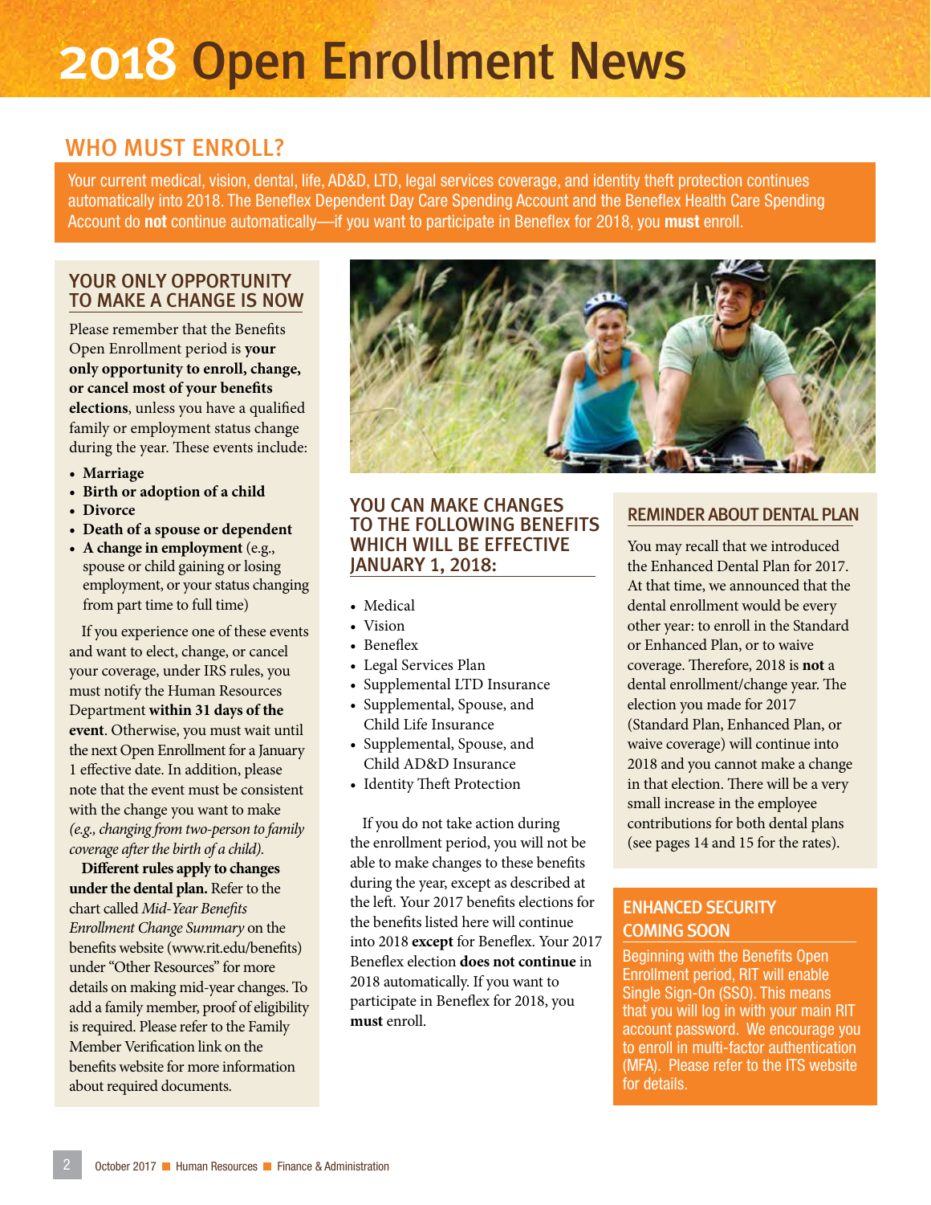# 2018 Open Enrollment News

## WHO MUST ENROLL?

Your current medical, vision, dental, life, AD&D, LTD, legal services coverage, and identity theft protection continues automatically into 2018. The Beneflex Dependent Day Care Spending Account and the Beneflex Health Care Spending Account do **not** continue automatically—if you want to participate in Beneflex for 2018, you **must** enroll.

### YOUR ONLY OPPORTUNITY TO MAKE A CHANGE IS NOW

Please remember that the Benefits Open Enrollment period is **your only opportunity to enroll, change, or cancel most of your benefits elections**, unless you have a qualified family or employment status change during the year. These events include:

- **Marriage**
- **Birth or adoption of a child**
- **Divorce**
- **Death of a spouse or dependent**
- **A change in employment** (e.g., spouse or child gaining or losing employment, or your status changing from part time to full time)

If you experience one of these events and want to elect, change, or cancel your coverage, under IRS rules, you must notify the Human Resources Department **within 31 days of the event**. Otherwise, you must wait until the next Open Enrollment for a January 1 effective date. In addition, please note that the event must be consistent with the change you want to make *(e.g., changing from two-person to family coverage after the birth of a child).*

**Different rules apply to changes under the dental plan.** Refer to the chart called *Mid-Year Benefits Enrollment Change Summary* on the benefits website (www.rit.edu/benefits) under "Other Resources" for more details on making mid-year changes. To add a family member, proof of eligibility is required. Please refer to the Family Member Verification link on the benefits website for more information about required documents.

### YOU CAN MAKE CHANGES TO THE FOLLOWING BENEFITS WHICH WILL BE EFFECTIVE JANUARY 1, 2018:

- Medical
- Vision
- Beneflex
- Legal Services Plan
- Supplemental LTD Insurance
- Supplemental, Spouse, and Child Life Insurance
- Supplemental, Spouse, and Child AD&D Insurance
- Identity Theft Protection

If you do not take action during the enrollment period, you will not be able to make changes to these benefits during the year, except as described at the left. Your 2017 benefits elections for the benefits listed here will continue into 2018 **except** for Beneflex. Your 2017 Beneflex election **does not continue** in 2018 automatically. If you want to participate in Beneflex for 2018, you **must** enroll.

### REMINDER ABOUT DENTAL PLAN

You may recall that we introduced the Enhanced Dental Plan for 2017. At that time, we announced that the dental enrollment would be every other year: to enroll in the Standard or Enhanced Plan, or to waive coverage. Therefore, 2018 is **not** a dental enrollment/change year. The election you made for 2017 (Standard Plan, Enhanced Plan, or waive coverage) will continue into 2018 and you cannot make a change in that election. There will be a very small increase in the employee contributions for both dental plans (see pages 14 and 15 for the rates).

### ENHANCED SECURITY COMING SOON

Beginning with the Benefits Open Enrollment period, RIT will enable Single Sign-On (SSO). This means that you will log in with your main RIT account password. We encourage you to enroll in multi-factor authentication (MFA). Please refer to the ITS website for details.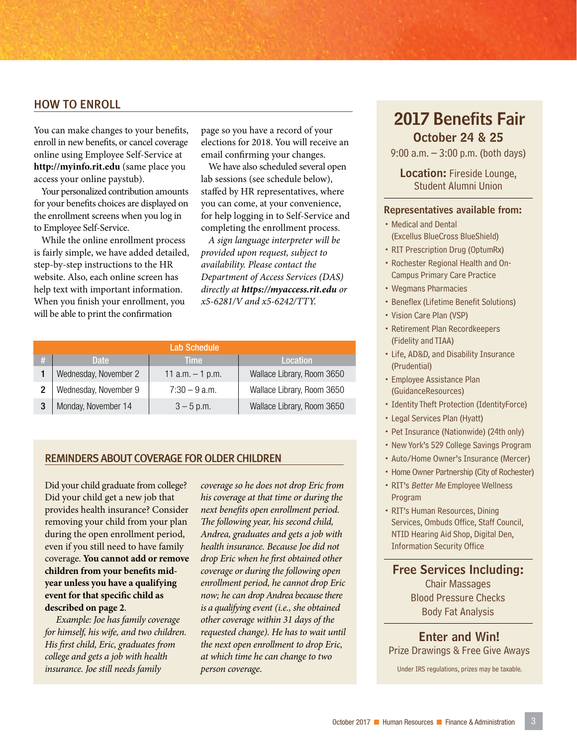## HOW TO ENROLL

You can make changes to your benefits, enroll in new benefits, or cancel coverage online using Employee Self-Service at **http://myinfo.rit.edu** (same place you access your online paystub).

Your personalized contribution amounts for your benefits choices are displayed on the enrollment screens when you log in to Employee Self-Service.

While the online enrollment process is fairly simple, we have added detailed, step-by-step instructions to the HR website. Also, each online screen has help text with important information. When you finish your enrollment, you will be able to print the confirmation page so you have a record of your elections for 2018. You will receive an email confirming your changes.

We have also scheduled several open lab sessions (see schedule below), staffed by HR representatives, where you can come, at your convenience, for help logging in to Self-Service and completing the enrollment process.

*A sign language interpreter will be provided upon request, subject to availability. Please contact the Department of Access Services (DAS) directly at* ***https://myaccess.rit.edu*** *or x5-6281/V and x5-6242/TTY.*

**Lab Schedule**

| # | Date | Time | Location |
|---|---|---|---|
| 1 | Wednesday, November 2 | 11 a.m. – 1 p.m. | Wallace Library, Room 3650 |
| 2 | Wednesday, November 9 | 7:30 – 9 a.m. | Wallace Library, Room 3650 |
| 3 | Monday, November 14 | 3 – 5 p.m. | Wallace Library, Room 3650 |

## REMINDERS ABOUT COVERAGE FOR OLDER CHILDREN

Did your child graduate from college? Did your child get a new job that provides health insurance? Consider removing your child from your plan during the open enrollment period, even if you still need to have family coverage. **You cannot add or remove children from your benefits mid-year unless you have a qualifying event for that specific child as described on page 2**.

*Example: Joe has family coverage for himself, his wife, and two children. His first child, Eric, graduates from college and gets a job with health insurance. Joe still needs family coverage so he does not drop Eric from his coverage at that time or during the next benefits open enrollment period. The following year, his second child, Andrea, graduates and gets a job with health insurance. Because Joe did not drop Eric when he first obtained other coverage or during the following open enrollment period, he cannot drop Eric now; he can drop Andrea because there is a qualifying event (i.e., she obtained other coverage within 31 days of the requested change). He has to wait until the next open enrollment to drop Eric, at which time he can change to two person coverage.*

## 2017 Benefits Fair

### October 24 & 25

9:00 a.m. – 3:00 p.m. (both days)

**Location:** Fireside Lounge, Student Alumni Union

### Representatives available from:

- Medical and Dental (Excellus BlueCross BlueShield)
- RIT Prescription Drug (OptumRx)
- Rochester Regional Health and On-Campus Primary Care Practice
- Wegmans Pharmacies
- Beneflex (Lifetime Benefit Solutions)
- Vision Care Plan (VSP)
- Retirement Plan Recordkeepers (Fidelity and TIAA)
- Life, AD&D, and Disability Insurance (Prudential)
- Employee Assistance Plan (GuidanceResources)
- Identity Theft Protection (IdentityForce)
- Legal Services Plan (Hyatt)
- Pet Insurance (Nationwide) (24th only)
- New York's 529 College Savings Program
- Auto/Home Owner's Insurance (Mercer)
- Home Owner Partnership (City of Rochester)
- RIT's *Better Me* Employee Wellness Program
- RIT's Human Resources, Dining Services, Ombuds Office, Staff Council, NTID Hearing Aid Shop, Digital Den, Information Security Office

### Free Services Including:

Chair Massages
Blood Pressure Checks
Body Fat Analysis

### Enter and Win!

Prize Drawings & Free Give Aways

Under IRS regulations, prizes may be taxable.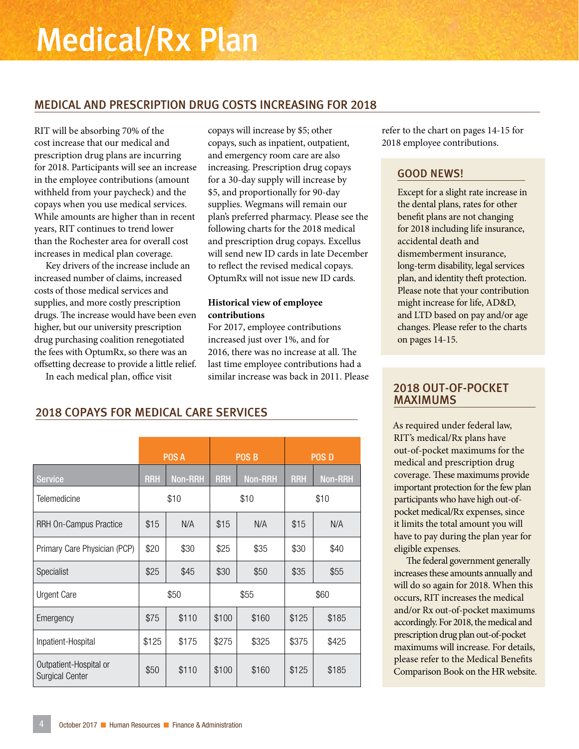# Medical/Rx Plan

## MEDICAL AND PRESCRIPTION DRUG COSTS INCREASING FOR 2018

RIT will be absorbing 70% of the cost increase that our medical and prescription drug plans are incurring for 2018. Participants will see an increase in the employee contributions (amount withheld from your paycheck) and the copays when you use medical services. While amounts are higher than in recent years, RIT continues to trend lower than the Rochester area for overall cost increases in medical plan coverage.

Key drivers of the increase include an increased number of claims, increased costs of those medical services and supplies, and more costly prescription drugs. The increase would have been even higher, but our university prescription drug purchasing coalition renegotiated the fees with OptumRx, so there was an offsetting decrease to provide a little relief.

In each medical plan, office visit copays will increase by $5; other copays, such as inpatient, outpatient, and emergency room care are also increasing. Prescription drug copays for a 30-day supply will increase by $5, and proportionally for 90-day supplies. Wegmans will remain our plan's preferred pharmacy. Please see the following charts for the 2018 medical and prescription drug copays. Excellus will send new ID cards in late December to reflect the revised medical copays. OptumRx will not issue new ID cards.

**Historical view of employee contributions**

For 2017, employee contributions increased just over 1%, and for 2016, there was no increase at all. The last time employee contributions had a similar increase was back in 2011. Please refer to the chart on pages 14-15 for 2018 employee contributions.

### GOOD NEWS!

Except for a slight rate increase in the dental plans, rates for other benefit plans are not changing for 2018 including life insurance, accidental death and dismemberment insurance, long-term disability, legal services plan, and identity theft protection. Please note that your contribution might increase for life, AD&D, and LTD based on pay and/or age changes. Please refer to the charts on pages 14-15.

## 2018 COPAYS FOR MEDICAL CARE SERVICES

| | POS A | | POS B | | POS D | |
|---|---|---|---|---|---|---|
| **Service** | **RRH** | **Non-RRH** | **RRH** | **Non-RRH** | **RRH** | **Non-RRH** |
| Telemedicine | $10 | | $10 | | $10 | |
| RRH On-Campus Practice | $15 | N/A | $15 | N/A | $15 | N/A |
| Primary Care Physician (PCP) | $20 | $30 | $25 | $35 | $30 | $40 |
| Specialist | $25 | $45 | $30 | $50 | $35 | $55 |
| Urgent Care | $50 | | $55 | | $60 | |
| Emergency | $75 | $110 | $100 | $160 | $125 | $185 |
| Inpatient-Hospital | $125 | $175 | $275 | $325 | $375 | $425 |
| Outpatient-Hospital or Surgical Center | $50 | $110 | $100 | $160 | $125 | $185 |

### 2018 OUT-OF-POCKET MAXIMUMS

As required under federal law, RIT's medical/Rx plans have out-of-pocket maximums for the medical and prescription drug coverage. These maximums provide important protection for the few plan participants who have high out-of-pocket medical/Rx expenses, since it limits the total amount you will have to pay during the plan year for eligible expenses.

The federal government generally increases these amounts annually and will do so again for 2018. When this occurs, RIT increases the medical and/or Rx out-of-pocket maximums accordingly. For 2018, the medical and prescription drug plan out-of-pocket maximums will increase. For details, please refer to the Medical Benefits Comparison Book on the HR website.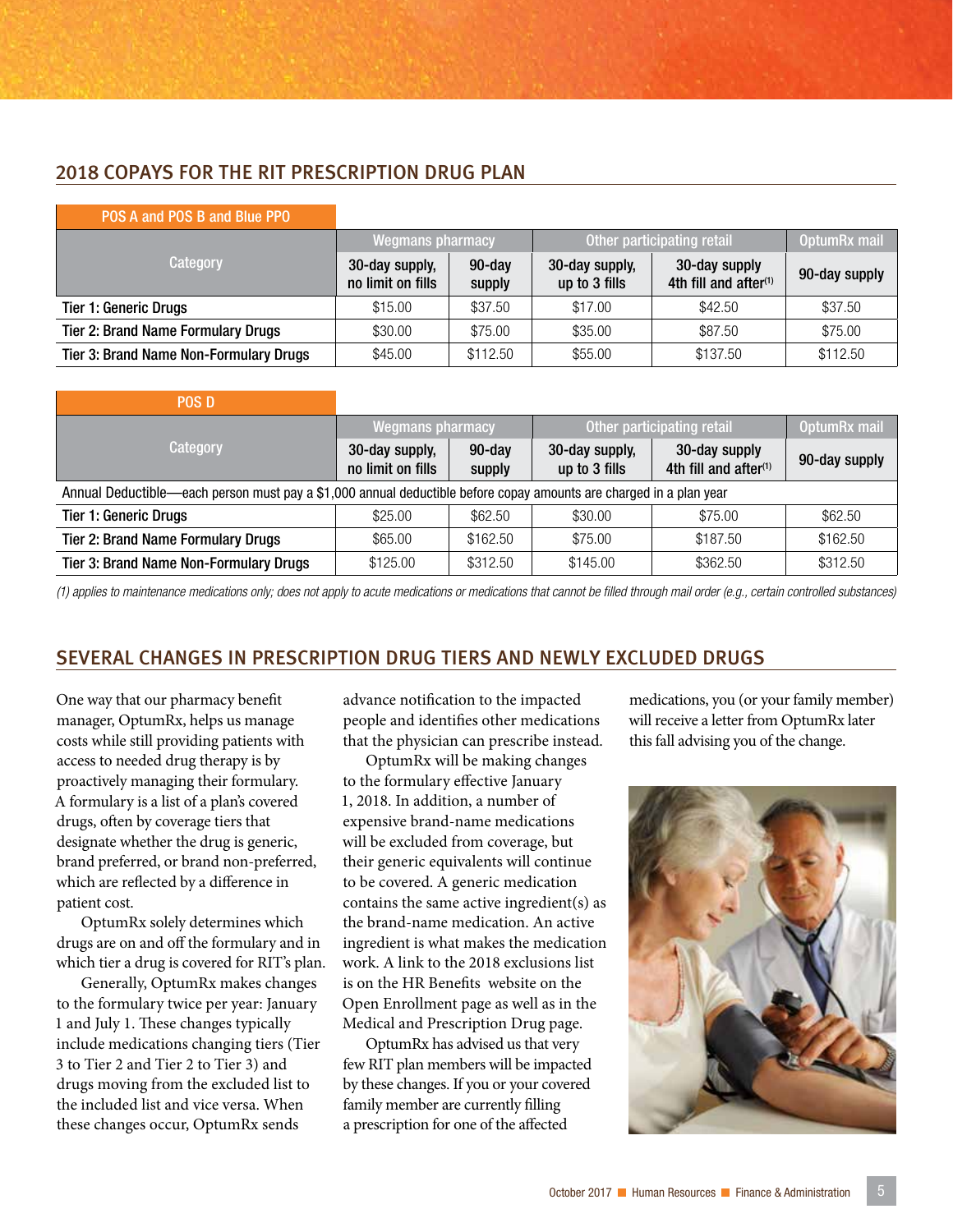## 2018 COPAYS FOR THE RIT PRESCRIPTION DRUG PLAN

**POS A and POS B and Blue PPO**

| Category | Wegmans pharmacy | | Other participating retail | | OptumRx mail |
|---|---|---|---|---|---|
| | 30-day supply, no limit on fills | 90-day supply | 30-day supply, up to 3 fills | 30-day supply 4th fill and after[1] | 90-day supply |
| Tier 1: Generic Drugs | $15.00 | $37.50 | $17.00 | $42.50 | $37.50 |
| Tier 2: Brand Name Formulary Drugs | $30.00 | $75.00 | $35.00 | $87.50 | $75.00 |
| Tier 3: Brand Name Non-Formulary Drugs | $45.00 | $112.50 | $55.00 | $137.50 | $112.50 |

**POS D**

| Category | Wegmans pharmacy | | Other participating retail | | OptumRx mail |
|---|---|---|---|---|---|
| | 30-day supply, no limit on fills | 90-day supply | 30-day supply, up to 3 fills | 30-day supply 4th fill and after[1] | 90-day supply |
| Annual Deductible—each person must pay a $1,000 annual deductible before copay amounts are charged in a plan year | | | | | |
| Tier 1: Generic Drugs | $25.00 | $62.50 | $30.00 | $75.00 | $62.50 |
| Tier 2: Brand Name Formulary Drugs | $65.00 | $162.50 | $75.00 | $187.50 | $162.50 |
| Tier 3: Brand Name Non-Formulary Drugs | $125.00 | $312.50 | $145.00 | $362.50 | $312.50 |

*(1) applies to maintenance medications only; does not apply to acute medications or medications that cannot be filled through mail order (e.g., certain controlled substances)*

## SEVERAL CHANGES IN PRESCRIPTION DRUG TIERS AND NEWLY EXCLUDED DRUGS

One way that our pharmacy benefit manager, OptumRx, helps us manage costs while still providing patients with access to needed drug therapy is by proactively managing their formulary. A formulary is a list of a plan's covered drugs, often by coverage tiers that designate whether the drug is generic, brand preferred, or brand non-preferred, which are reflected by a difference in patient cost.

OptumRx solely determines which drugs are on and off the formulary and in which tier a drug is covered for RIT's plan.

Generally, OptumRx makes changes to the formulary twice per year: January 1 and July 1. These changes typically include medications changing tiers (Tier 3 to Tier 2 and Tier 2 to Tier 3) and drugs moving from the excluded list to the included list and vice versa. When these changes occur, OptumRx sends advance notification to the impacted people and identifies other medications that the physician can prescribe instead.

OptumRx will be making changes to the formulary effective January 1, 2018. In addition, a number of expensive brand-name medications will be excluded from coverage, but their generic equivalents will continue to be covered. A generic medication contains the same active ingredient(s) as the brand-name medication. An active ingredient is what makes the medication work. A link to the 2018 exclusions list is on the HR Benefits website on the Open Enrollment page as well as in the Medical and Prescription Drug page.

OptumRx has advised us that very few RIT plan members will be impacted by these changes. If you or your covered family member are currently filling a prescription for one of the affected medications, you (or your family member) will receive a letter from OptumRx later this fall advising you of the change.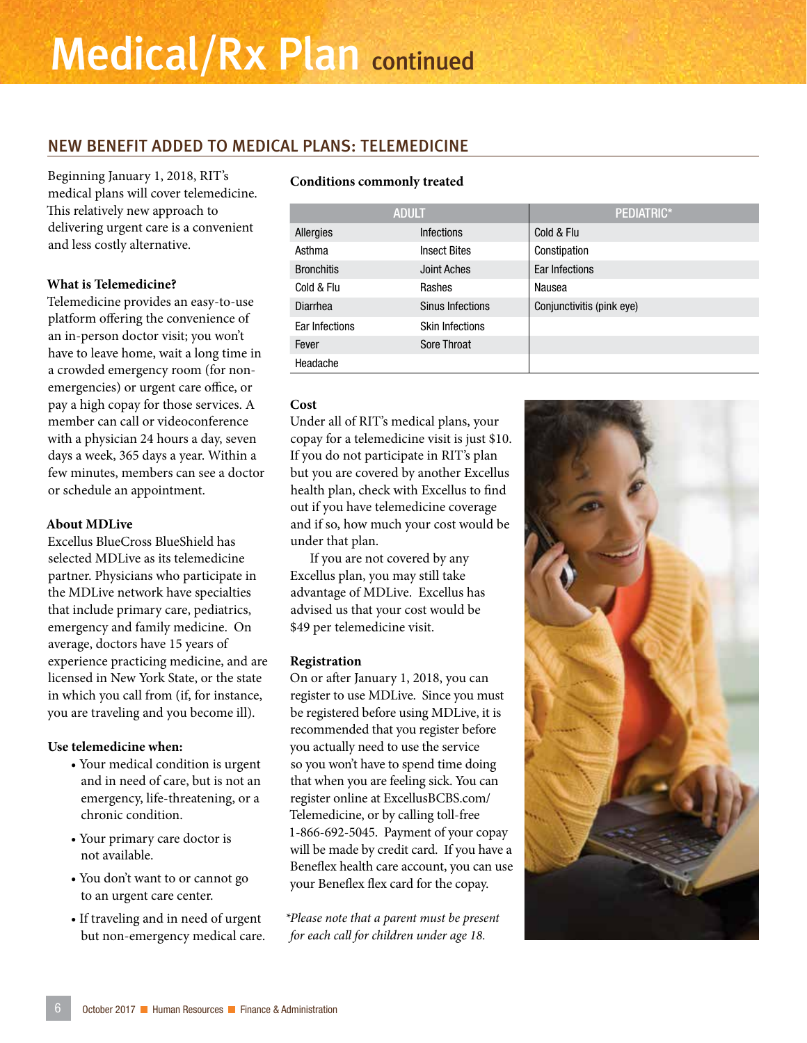# Medical/Rx Plan continued

## NEW BENEFIT ADDED TO MEDICAL PLANS: TELEMEDICINE

Beginning January 1, 2018, RIT's medical plans will cover telemedicine. This relatively new approach to delivering urgent care is a convenient and less costly alternative.

**What is Telemedicine?**

Telemedicine provides an easy-to-use platform offering the convenience of an in-person doctor visit; you won't have to leave home, wait a long time in a crowded emergency room (for non-emergencies) or urgent care office, or pay a high copay for those services. A member can call or videoconference with a physician 24 hours a day, seven days a week, 365 days a year. Within a few minutes, members can see a doctor or schedule an appointment.

**About MDLive**

Excellus BlueCross BlueShield has selected MDLive as its telemedicine partner. Physicians who participate in the MDLive network have specialties that include primary care, pediatrics, emergency and family medicine. On average, doctors have 15 years of experience practicing medicine, and are licensed in New York State, or the state in which you call from (if, for instance, you are traveling and you become ill).

**Use telemedicine when:**

- Your medical condition is urgent and in need of care, but is not an emergency, life-threatening, or a chronic condition.
- Your primary care doctor is not available.
- You don't want to or cannot go to an urgent care center.
- If traveling and in need of urgent but non-emergency medical care.

**Conditions commonly treated**

| ADULT | | PEDIATRIC* |
|---|---|---|
| Allergies | Infections | Cold & Flu |
| Asthma | Insect Bites | Constipation |
| Bronchitis | Joint Aches | Ear Infections |
| Cold & Flu | Rashes | Nausea |
| Diarrhea | Sinus Infections | Conjunctivitis (pink eye) |
| Ear Infections | Skin Infections | |
| Fever | Sore Throat | |
| Headache | | |

**Cost**

Under all of RIT's medical plans, your copay for a telemedicine visit is just $10. If you do not participate in RIT's plan but you are covered by another Excellus health plan, check with Excellus to find out if you have telemedicine coverage and if so, how much your cost would be under that plan.

If you are not covered by any Excellus plan, you may still take advantage of MDLive. Excellus has advised us that your cost would be $49 per telemedicine visit.

**Registration**

On or after January 1, 2018, you can register to use MDLive. Since you must be registered before using MDLive, it is recommended that you register before you actually need to use the service so you won't have to spend time doing that when you are feeling sick. You can register online at ExcellusBCBS.com/Telemedicine, or by calling toll-free 1-866-692-5045. Payment of your copay will be made by credit card. If you have a Beneflex health care account, you can use your Beneflex flex card for the copay.

*\*Please note that a parent must be present for each call for children under age 18.*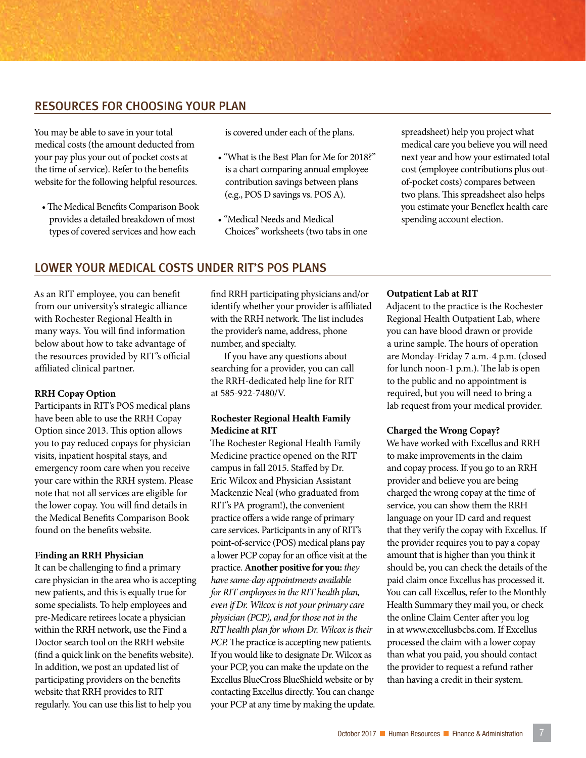## RESOURCES FOR CHOOSING YOUR PLAN

You may be able to save in your total medical costs (the amount deducted from your pay plus your out of pocket costs at the time of service). Refer to the benefits website for the following helpful resources.

- The Medical Benefits Comparison Book provides a detailed breakdown of most types of covered services and how each is covered under each of the plans.
- "What is the Best Plan for Me for 2018?" is a chart comparing annual employee contribution savings between plans (e.g., POS D savings vs. POS A).
- "Medical Needs and Medical Choices" worksheets (two tabs in one spreadsheet) help you project what medical care you believe you will need next year and how your estimated total cost (employee contributions plus out-of-pocket costs) compares between two plans. This spreadsheet also helps you estimate your Beneflex health care spending account election.

## LOWER YOUR MEDICAL COSTS UNDER RIT'S POS PLANS

As an RIT employee, you can benefit from our university's strategic alliance with Rochester Regional Health in many ways. You will find information below about how to take advantage of the resources provided by RIT's official affiliated clinical partner.

### RRH Copay Option

Participants in RIT's POS medical plans have been able to use the RRH Copay Option since 2013. This option allows you to pay reduced copays for physician visits, inpatient hospital stays, and emergency room care when you receive your care within the RRH system. Please note that not all services are eligible for the lower copay. You will find details in the Medical Benefits Comparison Book found on the benefits website.

### Finding an RRH Physician

It can be challenging to find a primary care physician in the area who is accepting new patients, and this is equally true for some specialists. To help employees and pre-Medicare retirees locate a physician within the RRH network, use the Find a Doctor search tool on the RRH website (find a quick link on the benefits website). In addition, we post an updated list of participating providers on the benefits website that RRH provides to RIT regularly. You can use this list to help you find RRH participating physicians and/or identify whether your provider is affiliated with the RRH network. The list includes the provider's name, address, phone number, and specialty.

If you have any questions about searching for a provider, you can call the RRH-dedicated help line for RIT at 585-922-7480/V.

### Rochester Regional Health Family Medicine at RIT

The Rochester Regional Health Family Medicine practice opened on the RIT campus in fall 2015. Staffed by Dr. Eric Wilcox and Physician Assistant Mackenzie Neal (who graduated from RIT's PA program!), the convenient practice offers a wide range of primary care services. Participants in any of RIT's point-of-service (POS) medical plans pay a lower PCP copay for an office visit at the practice. **Another positive for you:** *they have same-day appointments available for RIT employees in the RIT health plan, even if Dr. Wilcox is not your primary care physician (PCP), and for those not in the RIT health plan for whom Dr. Wilcox is their PCP.* The practice is accepting new patients. If you would like to designate Dr. Wilcox as your PCP, you can make the update on the Excellus BlueCross BlueShield website or by contacting Excellus directly. You can change your PCP at any time by making the update.

### Outpatient Lab at RIT

Adjacent to the practice is the Rochester Regional Health Outpatient Lab, where you can have blood drawn or provide a urine sample. The hours of operation are Monday-Friday 7 a.m.-4 p.m. (closed for lunch noon-1 p.m.). The lab is open to the public and no appointment is required, but you will need to bring a lab request from your medical provider.

### Charged the Wrong Copay?

We have worked with Excellus and RRH to make improvements in the claim and copay process. If you go to an RRH provider and believe you are being charged the wrong copay at the time of service, you can show them the RRH language on your ID card and request that they verify the copay with Excellus. If the provider requires you to pay a copay amount that is higher than you think it should be, you can check the details of the paid claim once Excellus has processed it. You can call Excellus, refer to the Monthly Health Summary they mail you, or check the online Claim Center after you log in at www.excellusbcbs.com. If Excellus processed the claim with a lower copay than what you paid, you should contact the provider to request a refund rather than having a credit in their system.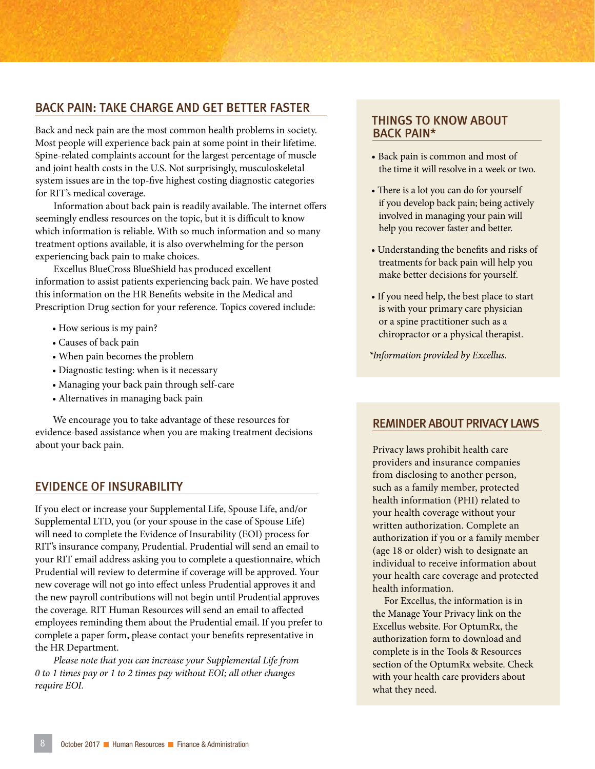## BACK PAIN: TAKE CHARGE AND GET BETTER FASTER

Back and neck pain are the most common health problems in society. Most people will experience back pain at some point in their lifetime. Spine-related complaints account for the largest percentage of muscle and joint health costs in the U.S. Not surprisingly, musculoskeletal system issues are in the top-five highest costing diagnostic categories for RIT's medical coverage.

Information about back pain is readily available. The internet offers seemingly endless resources on the topic, but it is difficult to know which information is reliable. With so much information and so many treatment options available, it is also overwhelming for the person experiencing back pain to make choices.

Excellus BlueCross BlueShield has produced excellent information to assist patients experiencing back pain. We have posted this information on the HR Benefits website in the Medical and Prescription Drug section for your reference. Topics covered include:

- How serious is my pain?
- Causes of back pain
- When pain becomes the problem
- Diagnostic testing: when is it necessary
- Managing your back pain through self-care
- Alternatives in managing back pain

We encourage you to take advantage of these resources for evidence-based assistance when you are making treatment decisions about your back pain.

## EVIDENCE OF INSURABILITY

If you elect or increase your Supplemental Life, Spouse Life, and/or Supplemental LTD, you (or your spouse in the case of Spouse Life) will need to complete the Evidence of Insurability (EOI) process for RIT's insurance company, Prudential. Prudential will send an email to your RIT email address asking you to complete a questionnaire, which Prudential will review to determine if coverage will be approved. Your new coverage will not go into effect unless Prudential approves it and the new payroll contributions will not begin until Prudential approves the coverage. RIT Human Resources will send an email to affected employees reminding them about the Prudential email. If you prefer to complete a paper form, please contact your benefits representative in the HR Department.

*Please note that you can increase your Supplemental Life from 0 to 1 times pay or 1 to 2 times pay without EOI; all other changes require EOI.*

## THINGS TO KNOW ABOUT BACK PAIN*

- Back pain is common and most of the time it will resolve in a week or two.
- There is a lot you can do for yourself if you develop back pain; being actively involved in managing your pain will help you recover faster and better.
- Understanding the benefits and risks of treatments for back pain will help you make better decisions for yourself.
- If you need help, the best place to start is with your primary care physician or a spine practitioner such as a chiropractor or a physical therapist.

*\*Information provided by Excellus.*

## REMINDER ABOUT PRIVACY LAWS

Privacy laws prohibit health care providers and insurance companies from disclosing to another person, such as a family member, protected health information (PHI) related to your health coverage without your written authorization. Complete an authorization if you or a family member (age 18 or older) wish to designate an individual to receive information about your health care coverage and protected health information.

For Excellus, the information is in the Manage Your Privacy link on the Excellus website. For OptumRx, the authorization form to download and complete is in the Tools & Resources section of the OptumRx website. Check with your health care providers about what they need.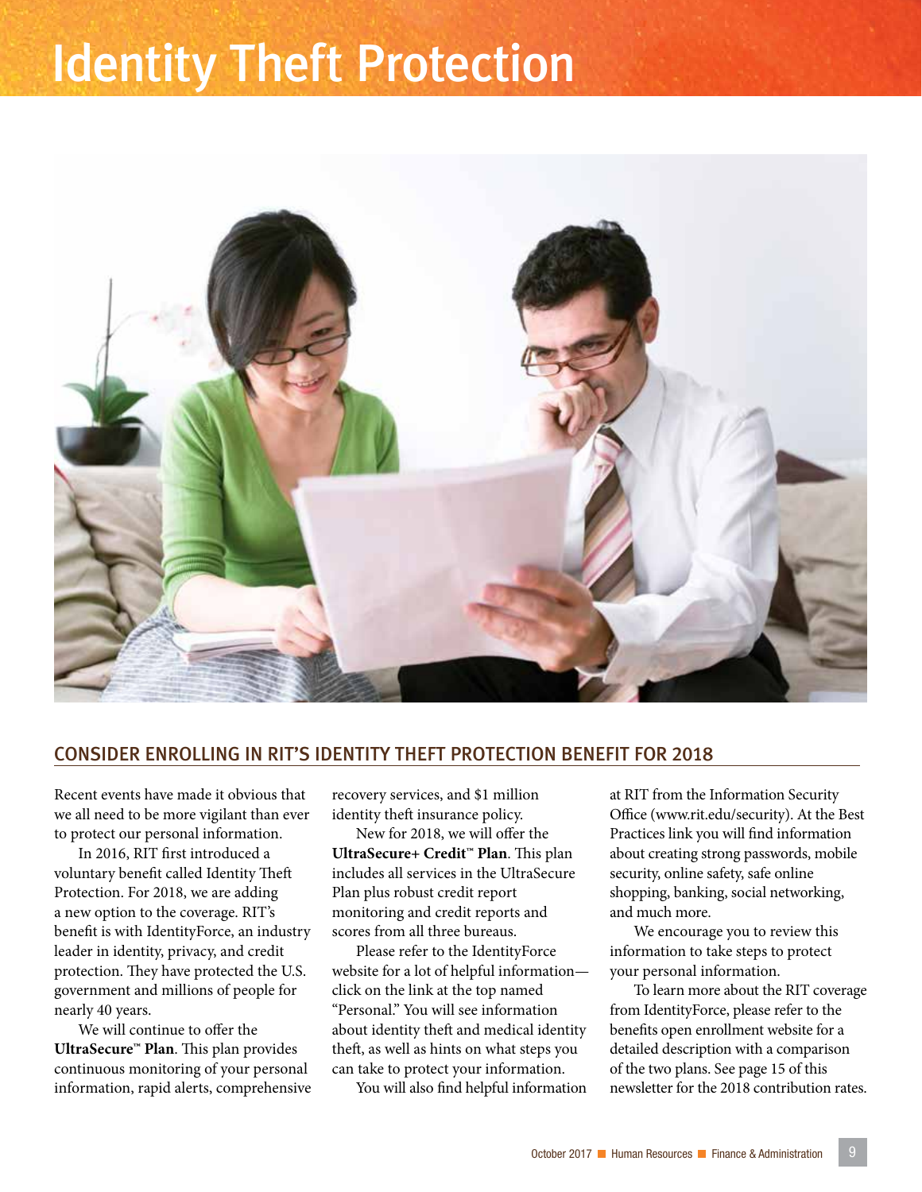# Identity Theft Protection

## CONSIDER ENROLLING IN RIT'S IDENTITY THEFT PROTECTION BENEFIT FOR 2018

Recent events have made it obvious that we all need to be more vigilant than ever to protect our personal information.

In 2016, RIT first introduced a voluntary benefit called Identity Theft Protection. For 2018, we are adding a new option to the coverage. RIT's benefit is with IdentityForce, an industry leader in identity, privacy, and credit protection. They have protected the U.S. government and millions of people for nearly 40 years.

We will continue to offer the **UltraSecure™ Plan**. This plan provides continuous monitoring of your personal information, rapid alerts, comprehensive recovery services, and $1 million identity theft insurance policy.

New for 2018, we will offer the **UltraSecure+ Credit™ Plan**. This plan includes all services in the UltraSecure Plan plus robust credit report monitoring and credit reports and scores from all three bureaus.

Please refer to the IdentityForce website for a lot of helpful information—click on the link at the top named "Personal." You will see information about identity theft and medical identity theft, as well as hints on what steps you can take to protect your information.

You will also find helpful information at RIT from the Information Security Office (www.rit.edu/security). At the Best Practices link you will find information about creating strong passwords, mobile security, online safety, safe online shopping, banking, social networking, and much more.

We encourage you to review this information to take steps to protect your personal information.

To learn more about the RIT coverage from IdentityForce, please refer to the benefits open enrollment website for a detailed description with a comparison of the two plans. See page 15 of this newsletter for the 2018 contribution rates.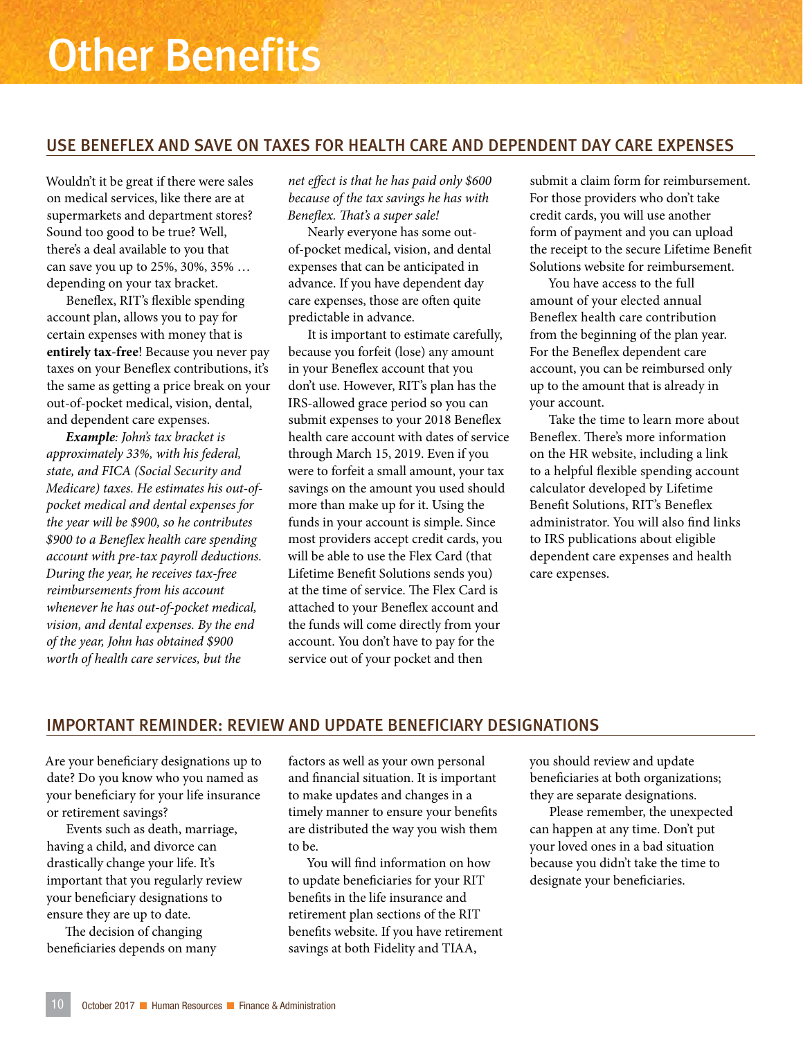# Other Benefits

## USE BENEFLEX AND SAVE ON TAXES FOR HEALTH CARE AND DEPENDENT DAY CARE EXPENSES

Wouldn't it be great if there were sales on medical services, like there are at supermarkets and department stores? Sound too good to be true? Well, there's a deal available to you that can save you up to 25%, 30%, 35% … depending on your tax bracket.

Beneflex, RIT's flexible spending account plan, allows you to pay for certain expenses with money that is **entirely tax-free**! Because you never pay taxes on your Beneflex contributions, it's the same as getting a price break on your out-of-pocket medical, vision, dental, and dependent care expenses.

***Example****: John's tax bracket is approximately 33%, with his federal, state, and FICA (Social Security and Medicare) taxes. He estimates his out-of-pocket medical and dental expenses for the year will be $900, so he contributes $900 to a Beneflex health care spending account with pre-tax payroll deductions. During the year, he receives tax-free reimbursements from his account whenever he has out-of-pocket medical, vision, and dental expenses. By the end of the year, John has obtained $900 worth of health care services, but the net effect is that he has paid only $600 because of the tax savings he has with Beneflex. That's a super sale!*

Nearly everyone has some out-of-pocket medical, vision, and dental expenses that can be anticipated in advance. If you have dependent day care expenses, those are often quite predictable in advance.

It is important to estimate carefully, because you forfeit (lose) any amount in your Beneflex account that you don't use. However, RIT's plan has the IRS-allowed grace period so you can submit expenses to your 2018 Beneflex health care account with dates of service through March 15, 2019. Even if you were to forfeit a small amount, your tax savings on the amount you used should more than make up for it. Using the funds in your account is simple. Since most providers accept credit cards, you will be able to use the Flex Card (that Lifetime Benefit Solutions sends you) at the time of service. The Flex Card is attached to your Beneflex account and the funds will come directly from your account. You don't have to pay for the service out of your pocket and then submit a claim form for reimbursement. For those providers who don't take credit cards, you will use another form of payment and you can upload the receipt to the secure Lifetime Benefit Solutions website for reimbursement.

You have access to the full amount of your elected annual Beneflex health care contribution from the beginning of the plan year. For the Beneflex dependent care account, you can be reimbursed only up to the amount that is already in your account.

Take the time to learn more about Beneflex. There's more information on the HR website, including a link to a helpful flexible spending account calculator developed by Lifetime Benefit Solutions, RIT's Beneflex administrator. You will also find links to IRS publications about eligible dependent care expenses and health care expenses.

## IMPORTANT REMINDER: REVIEW AND UPDATE BENEFICIARY DESIGNATIONS

Are your beneficiary designations up to date? Do you know who you named as your beneficiary for your life insurance or retirement savings?

Events such as death, marriage, having a child, and divorce can drastically change your life. It's important that you regularly review your beneficiary designations to ensure they are up to date.

The decision of changing beneficiaries depends on many factors as well as your own personal and financial situation. It is important to make updates and changes in a timely manner to ensure your benefits are distributed the way you wish them to be.

You will find information on how to update beneficiaries for your RIT benefits in the life insurance and retirement plan sections of the RIT benefits website. If you have retirement savings at both Fidelity and TIAA, you should review and update beneficiaries at both organizations; they are separate designations.

Please remember, the unexpected can happen at any time. Don't put your loved ones in a bad situation because you didn't take the time to designate your beneficiaries.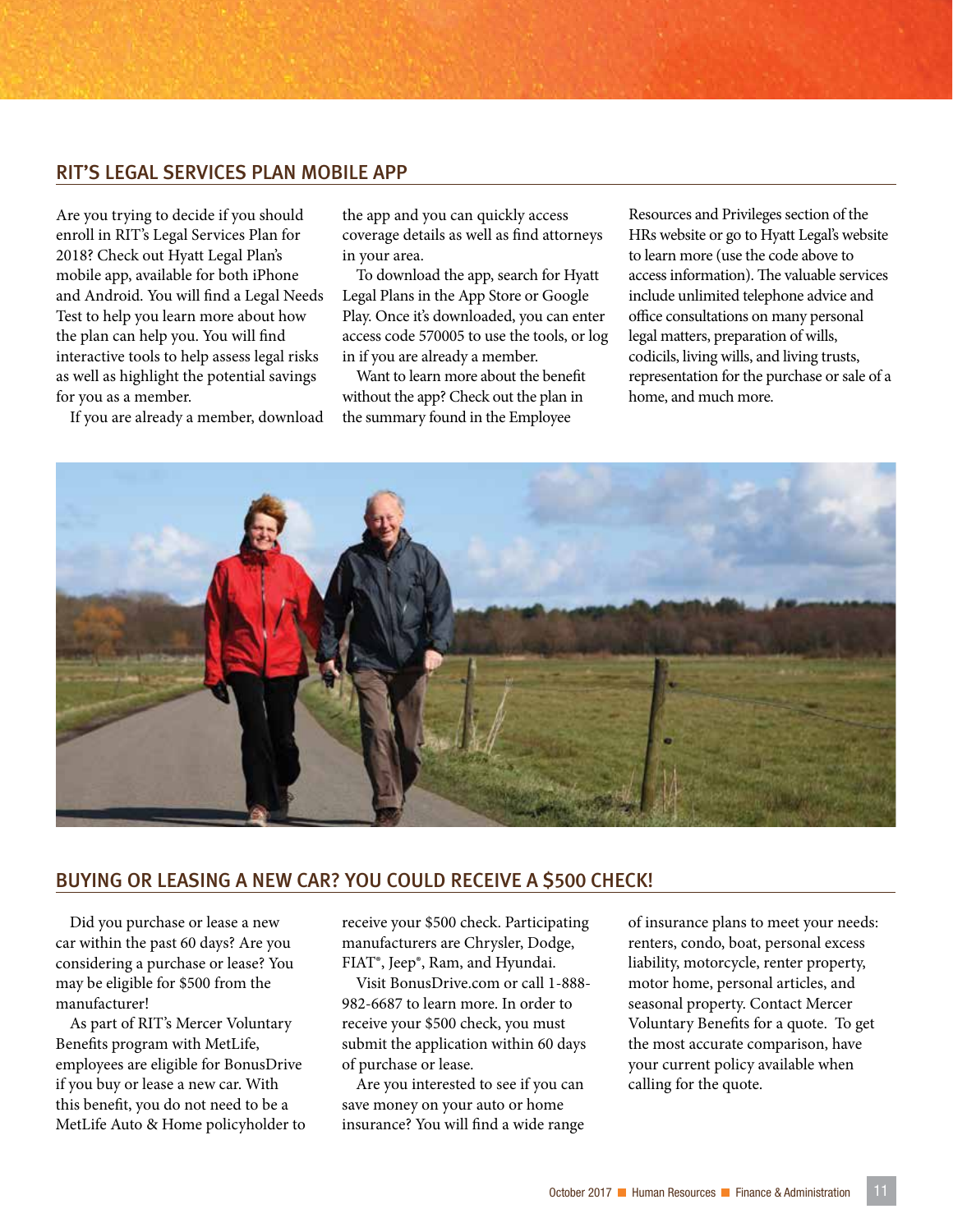## RIT'S LEGAL SERVICES PLAN MOBILE APP

Are you trying to decide if you should enroll in RIT's Legal Services Plan for 2018? Check out Hyatt Legal Plan's mobile app, available for both iPhone and Android. You will find a Legal Needs Test to help you learn more about how the plan can help you. You will find interactive tools to help assess legal risks as well as highlight the potential savings for you as a member.

If you are already a member, download the app and you can quickly access coverage details as well as find attorneys in your area.

To download the app, search for Hyatt Legal Plans in the App Store or Google Play. Once it's downloaded, you can enter access code 570005 to use the tools, or log in if you are already a member.

Want to learn more about the benefit without the app? Check out the plan in the summary found in the Employee Resources and Privileges section of the HRs website or go to Hyatt Legal's website to learn more (use the code above to access information). The valuable services include unlimited telephone advice and office consultations on many personal legal matters, preparation of wills, codicils, living wills, and living trusts, representation for the purchase or sale of a home, and much more.

## BUYING OR LEASING A NEW CAR? YOU COULD RECEIVE A $500 CHECK!

Did you purchase or lease a new car within the past 60 days? Are you considering a purchase or lease? You may be eligible for $500 from the manufacturer!

As part of RIT's Mercer Voluntary Benefits program with MetLife, employees are eligible for BonusDrive if you buy or lease a new car. With this benefit, you do not need to be a MetLife Auto & Home policyholder to receive your $500 check. Participating manufacturers are Chrysler, Dodge, FIAT®, Jeep®, Ram, and Hyundai.

Visit BonusDrive.com or call 1-888-982-6687 to learn more. In order to receive your $500 check, you must submit the application within 60 days of purchase or lease.

Are you interested to see if you can save money on your auto or home insurance? You will find a wide range of insurance plans to meet your needs: renters, condo, boat, personal excess liability, motorcycle, renter property, motor home, personal articles, and seasonal property. Contact Mercer Voluntary Benefits for a quote. To get the most accurate comparison, have your current policy available when calling for the quote.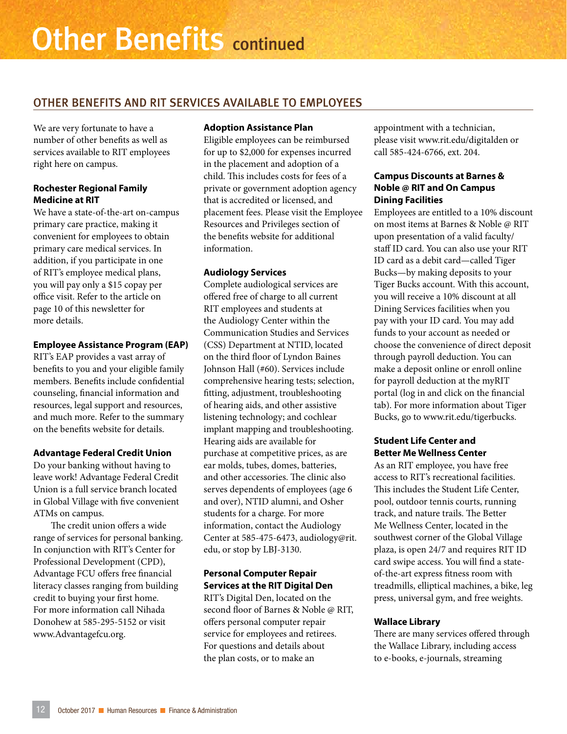# Other Benefits continued

## OTHER BENEFITS AND RIT SERVICES AVAILABLE TO EMPLOYEES

We are very fortunate to have a number of other benefits as well as services available to RIT employees right here on campus.

### Rochester Regional Family Medicine at RIT

We have a state-of-the-art on-campus primary care practice, making it convenient for employees to obtain primary care medical services. In addition, if you participate in one of RIT's employee medical plans, you will pay only a $15 copay per office visit. Refer to the article on page 10 of this newsletter for more details.

### Employee Assistance Program (EAP)

RIT's EAP provides a vast array of benefits to you and your eligible family members. Benefits include confidential counseling, financial information and resources, legal support and resources, and much more. Refer to the summary on the benefits website for details.

### Advantage Federal Credit Union

Do your banking without having to leave work! Advantage Federal Credit Union is a full service branch located in Global Village with five convenient ATMs on campus.

The credit union offers a wide range of services for personal banking. In conjunction with RIT's Center for Professional Development (CPD), Advantage FCU offers free financial literacy classes ranging from building credit to buying your first home. For more information call Nihada Donohew at 585-295-5152 or visit www.Advantagefcu.org.

### Adoption Assistance Plan

Eligible employees can be reimbursed for up to $2,000 for expenses incurred in the placement and adoption of a child. This includes costs for fees of a private or government adoption agency that is accredited or licensed, and placement fees. Please visit the Employee Resources and Privileges section of the benefits website for additional information.

### Audiology Services

Complete audiological services are offered free of charge to all current RIT employees and students at the Audiology Center within the Communication Studies and Services (CSS) Department at NTID, located on the third floor of Lyndon Baines Johnson Hall (#60). Services include comprehensive hearing tests; selection, fitting, adjustment, troubleshooting of hearing aids, and other assistive listening technology; and cochlear implant mapping and troubleshooting. Hearing aids are available for purchase at competitive prices, as are ear molds, tubes, domes, batteries, and other accessories. The clinic also serves dependents of employees (age 6 and over), NTID alumni, and Osher students for a charge. For more information, contact the Audiology Center at 585-475-6473, audiology@rit.edu, or stop by LBJ-3130.

### Personal Computer Repair Services at the RIT Digital Den

RIT's Digital Den, located on the second floor of Barnes & Noble @ RIT, offers personal computer repair service for employees and retirees. For questions and details about the plan costs, or to make an appointment with a technician, please visit www.rit.edu/digitalden or call 585-424-6766, ext. 204.

### Campus Discounts at Barnes & Noble @ RIT and On Campus Dining Facilities

Employees are entitled to a 10% discount on most items at Barnes & Noble @ RIT upon presentation of a valid faculty/staff ID card. You can also use your RIT ID card as a debit card—called Tiger Bucks—by making deposits to your Tiger Bucks account. With this account, you will receive a 10% discount at all Dining Services facilities when you pay with your ID card. You may add funds to your account as needed or choose the convenience of direct deposit through payroll deduction. You can make a deposit online or enroll online for payroll deduction at the myRIT portal (log in and click on the financial tab). For more information about Tiger Bucks, go to www.rit.edu/tigerbucks.

### Student Life Center and Better Me Wellness Center

As an RIT employee, you have free access to RIT's recreational facilities. This includes the Student Life Center, pool, outdoor tennis courts, running track, and nature trails. The Better Me Wellness Center, located in the southwest corner of the Global Village plaza, is open 24/7 and requires RIT ID card swipe access. You will find a state-of-the-art express fitness room with treadmills, elliptical machines, a bike, leg press, universal gym, and free weights.

### Wallace Library

There are many services offered through the Wallace Library, including access to e-books, e-journals, streaming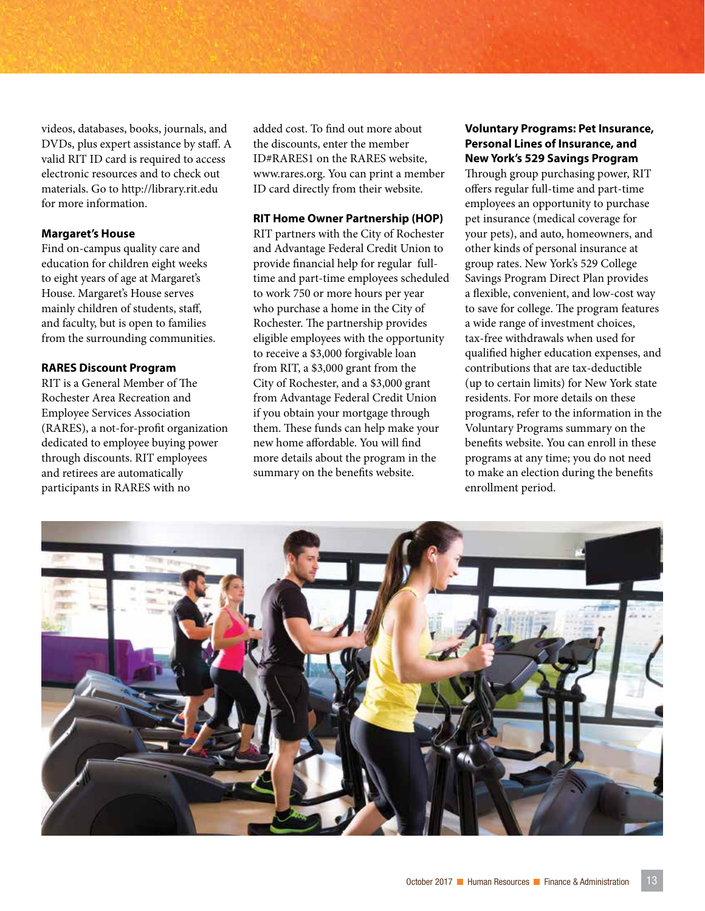videos, databases, books, journals, and DVDs, plus expert assistance by staff. A valid RIT ID card is required to access electronic resources and to check out materials. Go to http://library.rit.edu for more information.

**Margaret's House**

Find on-campus quality care and education for children eight weeks to eight years of age at Margaret's House. Margaret's House serves mainly children of students, staff, and faculty, but is open to families from the surrounding communities.

**RARES Discount Program**

RIT is a General Member of The Rochester Area Recreation and Employee Services Association (RARES), a not-for-profit organization dedicated to employee buying power through discounts. RIT employees and retirees are automatically participants in RARES with no added cost. To find out more about the discounts, enter the member ID#RARES1 on the RARES website, www.rares.org. You can print a member ID card directly from their website.

**RIT Home Owner Partnership (HOP)**

RIT partners with the City of Rochester and Advantage Federal Credit Union to provide financial help for regular full-time and part-time employees scheduled to work 750 or more hours per year who purchase a home in the City of Rochester. The partnership provides eligible employees with the opportunity to receive a $3,000 forgivable loan from RIT, a $3,000 grant from the City of Rochester, and a $3,000 grant from Advantage Federal Credit Union if you obtain your mortgage through them. These funds can help make your new home affordable. You will find more details about the program in the summary on the benefits website.

**Voluntary Programs: Pet Insurance, Personal Lines of Insurance, and New York's 529 Savings Program**

Through group purchasing power, RIT offers regular full-time and part-time employees an opportunity to purchase pet insurance (medical coverage for your pets), and auto, homeowners, and other kinds of personal insurance at group rates. New York's 529 College Savings Program Direct Plan provides a flexible, convenient, and low-cost way to save for college. The program features a wide range of investment choices, tax-free withdrawals when used for qualified higher education expenses, and contributions that are tax-deductible (up to certain limits) for New York state residents. For more details on these programs, refer to the information in the Voluntary Programs summary on the benefits website. You can enroll in these programs at any time; you do not need to make an election during the benefits enrollment period.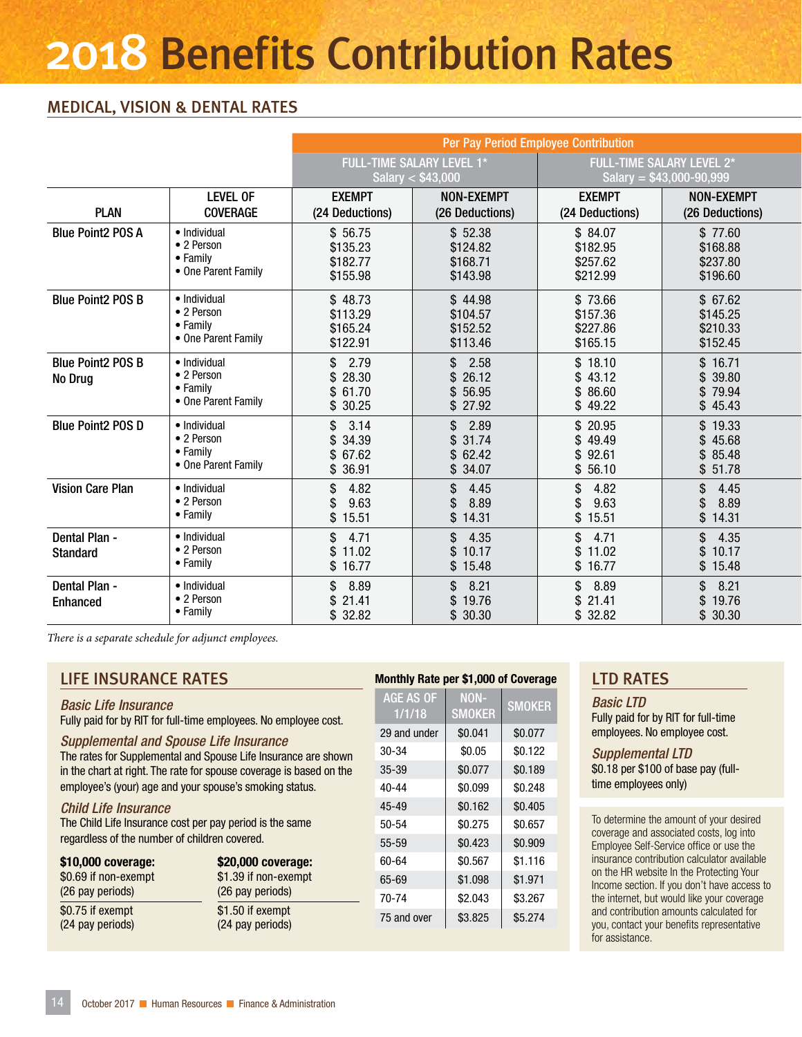# 2018 Benefits Contribution Rates

## MEDICAL, VISION & DENTAL RATES

| | | Per Pay Period Employee Contribution | | | |
|---|---|---|---|---|---|
| | | FULL-TIME SALARY LEVEL 1* Salary < $43,000 | | FULL-TIME SALARY LEVEL 2* Salary = $43,000-90,999 | |
| PLAN | LEVEL OF COVERAGE | EXEMPT (24 Deductions) | NON-EXEMPT (26 Deductions) | EXEMPT (24 Deductions) | NON-EXEMPT (26 Deductions) |
| Blue Point2 POS A | • Individual | $ 56.75 | $ 52.38 | $ 84.07 | $ 77.60 |
| | • 2 Person | $135.23 | $124.82 | $182.95 | $168.88 |
| | • Family | $182.77 | $168.71 | $257.62 | $237.80 |
| | • One Parent Family | $155.98 | $143.98 | $212.99 | $196.60 |
| Blue Point2 POS B | • Individual | $ 48.73 | $ 44.98 | $ 73.66 | $ 67.62 |
| | • 2 Person | $113.29 | $104.57 | $157.36 | $145.25 |
| | • Family | $165.24 | $152.52 | $227.86 | $210.33 |
| | • One Parent Family | $122.91 | $113.46 | $165.15 | $152.45 |
| Blue Point2 POS B No Drug | • Individual | $ 2.79 | $ 2.58 | $ 18.10 | $ 16.71 |
| | • 2 Person | $ 28.30 | $ 26.12 | $ 43.12 | $ 39.80 |
| | • Family | $ 61.70 | $ 56.95 | $ 86.60 | $ 79.94 |
| | • One Parent Family | $ 30.25 | $ 27.92 | $ 49.22 | $ 45.43 |
| Blue Point2 POS D | • Individual | $ 3.14 | $ 2.89 | $ 20.95 | $ 19.33 |
| | • 2 Person | $ 34.39 | $ 31.74 | $ 49.49 | $ 45.68 |
| | • Family | $ 67.62 | $ 62.42 | $ 92.61 | $ 85.48 |
| | • One Parent Family | $ 36.91 | $ 34.07 | $ 56.10 | $ 51.78 |
| Vision Care Plan | • Individual | $ 4.82 | $ 4.45 | $ 4.82 | $ 4.45 |
| | • 2 Person | $ 9.63 | $ 8.89 | $ 9.63 | $ 8.89 |
| | • Family | $ 15.51 | $ 14.31 | $ 15.51 | $ 14.31 |
| Dental Plan - Standard | • Individual | $ 4.71 | $ 4.35 | $ 4.71 | $ 4.35 |
| | • 2 Person | $ 11.02 | $ 10.17 | $ 11.02 | $ 10.17 |
| | • Family | $ 16.77 | $ 15.48 | $ 16.77 | $ 15.48 |
| Dental Plan - Enhanced | • Individual | $ 8.89 | $ 8.21 | $ 8.89 | $ 8.21 |
| | • 2 Person | $ 21.41 | $ 19.76 | $ 21.41 | $ 19.76 |
| | • Family | $ 32.82 | $ 30.30 | $ 32.82 | $ 30.30 |

*There is a separate schedule for adjunct employees.*

## LIFE INSURANCE RATES

### *Basic Life Insurance*

Fully paid for by RIT for full-time employees. No employee cost.

### *Supplemental and Spouse Life Insurance*

The rates for Supplemental and Spouse Life Insurance are shown in the chart at right. The rate for spouse coverage is based on the employee's (your) age and your spouse's smoking status.

### *Child Life Insurance*

The Child Life Insurance cost per pay period is the same regardless of the number of children covered.

| **$10,000 coverage:** | **$20,000 coverage:** |
|---|---|
| $0.69 if non-exempt (26 pay periods) | $1.39 if non-exempt (26 pay periods) |
| $0.75 if exempt (24 pay periods) | $1.50 if exempt (24 pay periods) |

**Monthly Rate per $1,000 of Coverage**

| AGE AS OF 1/1/18 | NON-SMOKER | SMOKER |
|---|---|---|
| 29 and under | $0.041 | $0.077 |
| 30-34 | $0.05 | $0.122 |
| 35-39 | $0.077 | $0.189 |
| 40-44 | $0.099 | $0.248 |
| 45-49 | $0.162 | $0.405 |
| 50-54 | $0.275 | $0.657 |
| 55-59 | $0.423 | $0.909 |
| 60-64 | $0.567 | $1.116 |
| 65-69 | $1.098 | $1.971 |
| 70-74 | $2.043 | $3.267 |
| 75 and over | $3.825 | $5.274 |

## LTD RATES

### *Basic LTD*

Fully paid for by RIT for full-time employees. No employee cost.

### *Supplemental LTD*

$0.18 per $100 of base pay (full-time employees only)

To determine the amount of your desired coverage and associated costs, log into Employee Self-Service office or use the insurance contribution calculator available on the HR website In the Protecting Your Income section. If you don't have access to the internet, but would like your coverage and contribution amounts calculated for you, contact your benefits representative for assistance.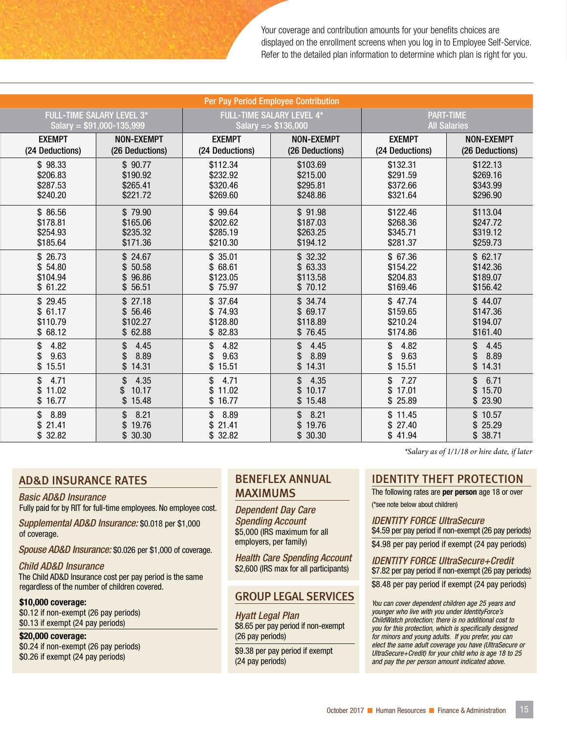Your coverage and contribution amounts for your benefits choices are displayed on the enrollment screens when you log in to Employee Self-Service. Refer to the detailed plan information to determine which plan is right for you.

| Per Pay Period Employee Contribution | | | | | |
|---|---|---|---|---|---|
| FULL-TIME SALARY LEVEL 3* Salary = $91,000-135,999 | | FULL-TIME SALARY LEVEL 4* Salary => $136,000 | | PART-TIME All Salaries | |
| EXEMPT (24 Deductions) | NON-EXEMPT (26 Deductions) | EXEMPT (24 Deductions) | NON-EXEMPT (26 Deductions) | EXEMPT (24 Deductions) | NON-EXEMPT (26 Deductions) |
| $ 98.33 | $ 90.77 | $112.34 | $103.69 | $132.31 | $122.13 |
| $206.83 | $190.92 | $232.92 | $215.00 | $291.59 | $269.16 |
| $287.53 | $265.41 | $320.46 | $295.81 | $372.66 | $343.99 |
| $240.20 | $221.72 | $269.60 | $248.86 | $321.64 | $296.90 |
| $ 86.56 | $ 79.90 | $ 99.64 | $ 91.98 | $122.46 | $113.04 |
| $178.81 | $165.06 | $202.62 | $187.03 | $268.36 | $247.72 |
| $254.93 | $235.32 | $285.19 | $263.25 | $345.71 | $319.12 |
| $185.64 | $171.36 | $210.30 | $194.12 | $281.37 | $259.73 |
| $ 26.73 | $ 24.67 | $ 35.01 | $ 32.32 | $ 67.36 | $ 62.17 |
| $ 54.80 | $ 50.58 | $ 68.61 | $ 63.33 | $154.22 | $142.36 |
| $104.94 | $ 96.86 | $123.05 | $113.58 | $204.83 | $189.07 |
| $ 61.22 | $ 56.51 | $ 75.97 | $ 70.12 | $169.46 | $156.42 |
| $ 29.45 | $ 27.18 | $ 37.64 | $ 34.74 | $ 47.74 | $ 44.07 |
| $ 61.17 | $ 56.46 | $ 74.93 | $ 69.17 | $159.65 | $147.36 |
| $110.79 | $102.27 | $128.80 | $118.89 | $210.24 | $194.07 |
| $ 68.12 | $ 62.88 | $ 82.83 | $ 76.45 | $174.86 | $161.40 |
| $ 4.82 | $ 4.45 | $ 4.82 | $ 4.45 | $ 4.82 | $ 4.45 |
| $ 9.63 | $ 8.89 | $ 9.63 | $ 8.89 | $ 9.63 | $ 8.89 |
| $ 15.51 | $ 14.31 | $ 15.51 | $ 14.31 | $ 15.51 | $ 14.31 |
| $ 4.71 | $ 4.35 | $ 4.71 | $ 4.35 | $ 7.27 | $ 6.71 |
| $ 11.02 | $ 10.17 | $ 11.02 | $ 10.17 | $ 17.01 | $ 15.70 |
| $ 16.77 | $ 15.48 | $ 16.77 | $ 15.48 | $ 25.89 | $ 23.90 |
| $ 8.89 | $ 8.21 | $ 8.89 | $ 8.21 | $ 11.45 | $ 10.57 |
| $ 21.41 | $ 19.76 | $ 21.41 | $ 19.76 | $ 27.40 | $ 25.29 |
| $ 32.82 | $ 30.30 | $ 32.82 | $ 30.30 | $ 41.94 | $ 38.71 |

*Salary as of 1/1/18 or hire date, if later*

## AD&D INSURANCE RATES

### *Basic AD&D Insurance*
Fully paid for by RIT for full-time employees. No employee cost.

***Supplemental AD&D Insurance:*** $0.018 per $1,000 of coverage.

***Spouse AD&D Insurance:*** $0.026 per $1,000 of coverage.

### *Child AD&D Insurance*
The Child AD&D Insurance cost per pay period is the same regardless of the number of children covered.

**$10,000 coverage:**
$0.12 if non-exempt (26 pay periods)
$0.13 if exempt (24 pay periods)

**$20,000 coverage:**
$0.24 if non-exempt (26 pay periods)
$0.26 if exempt (24 pay periods)

## BENEFLEX ANNUAL MAXIMUMS

### *Dependent Day Care Spending Account*
$5,000 (IRS maximum for all employers, per family)

### *Health Care Spending Account*
$2,600 (IRS max for all participants)

## GROUP LEGAL SERVICES

### *Hyatt Legal Plan*
$8.65 per pay period if non-exempt (26 pay periods)

$9.38 per pay period if exempt (24 pay periods)

## IDENTITY THEFT PROTECTION

The following rates are **per person** age 18 or over (*see note below about children)

### *IDENTITY FORCE UltraSecure*
$4.59 per pay period if non-exempt (26 pay periods)

$4.98 per pay period if exempt (24 pay periods)

### *IDENTITY FORCE UltraSecure+Credit*
$7.82 per pay period if non-exempt (26 pay periods)

$8.48 per pay period if exempt (24 pay periods)

*You can cover dependent children age 25 years and younger who live with you under IdentityForce's ChildWatch protection; there is no additional cost to you for this protection, which is specifically designed for minors and young adults. If you prefer, you can elect the same adult coverage you have (UltraSecure or UltraSecure+Credit) for your child who is age 18 to 25 and pay the per person amount indicated above.*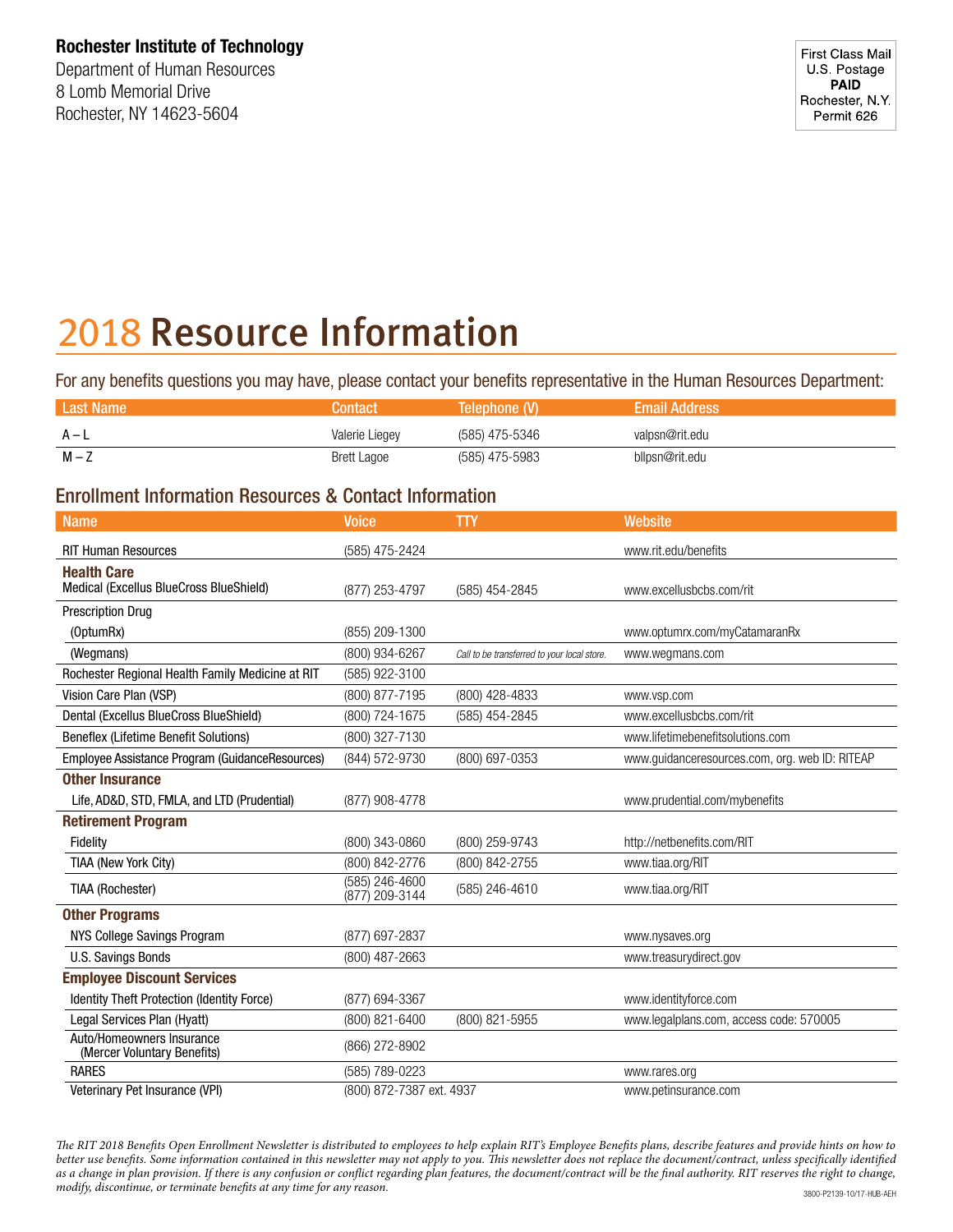**Rochester Institute of Technology**
Department of Human Resources
8 Lomb Memorial Drive
Rochester, NY 14623-5604

First Class Mail
U.S. Postage
**PAID**
Rochester, N.Y.
Permit 626

# 2018 Resource Information

For any benefits questions you may have, please contact your benefits representative in the Human Resources Department:

| Last Name | Contact | Telephone (V) | Email Address |
|---|---|---|---|
| A – L | Valerie Liegey | (585) 475-5346 | valpsn@rit.edu |
| M – Z | Brett Lagoe | (585) 475-5983 | bllpsn@rit.edu |

## Enrollment Information Resources & Contact Information

| Name | Voice | TTY | Website |
|---|---|---|---|
| RIT Human Resources | (585) 475-2424 | | www.rit.edu/benefits |
| **Health Care** | | | |
| Medical (Excellus BlueCross BlueShield) | (877) 253-4797 | (585) 454-2845 | www.excellusbcbs.com/rit |
| Prescription Drug | | | |
| (OptumRx) | (855) 209-1300 | | www.optumrx.com/myCatamaranRx |
| (Wegmans) | (800) 934-6267 | *Call to be transferred to your local store.* | www.wegmans.com |
| Rochester Regional Health Family Medicine at RIT | (585) 922-3100 | | |
| Vision Care Plan (VSP) | (800) 877-7195 | (800) 428-4833 | www.vsp.com |
| Dental (Excellus BlueCross BlueShield) | (800) 724-1675 | (585) 454-2845 | www.excellusbcbs.com/rit |
| Beneflex (Lifetime Benefit Solutions) | (800) 327-7130 | | www.lifetimebenefitsolutions.com |
| Employee Assistance Program (GuidanceResources) | (844) 572-9730 | (800) 697-0353 | www.guidanceresources.com, org. web ID: RITEAP |
| **Other Insurance** | | | |
| Life, AD&D, STD, FMLA, and LTD (Prudential) | (877) 908-4778 | | www.prudential.com/mybenefits |
| **Retirement Program** | | | |
| Fidelity | (800) 343-0860 | (800) 259-9743 | http://netbenefits.com/RIT |
| TIAA (New York City) | (800) 842-2776 | (800) 842-2755 | www.tiaa.org/RIT |
| TIAA (Rochester) | (585) 246-4600<br>(877) 209-3144 | (585) 246-4610 | www.tiaa.org/RIT |
| **Other Programs** | | | |
| NYS College Savings Program | (877) 697-2837 | | www.nysaves.org |
| U.S. Savings Bonds | (800) 487-2663 | | www.treasurydirect.gov |
| **Employee Discount Services** | | | |
| Identity Theft Protection (Identity Force) | (877) 694-3367 | | www.identityforce.com |
| Legal Services Plan (Hyatt) | (800) 821-6400 | (800) 821-5955 | www.legalplans.com, access code: 570005 |
| Auto/Homeowners Insurance (Mercer Voluntary Benefits) | (866) 272-8902 | | |
| RARES | (585) 789-0223 | | www.rares.org |
| Veterinary Pet Insurance (VPI) | (800) 872-7387 ext. 4937 | | www.petinsurance.com |

*The RIT 2018 Benefits Open Enrollment Newsletter is distributed to employees to help explain RIT's Employee Benefits plans, describe features and provide hints on how to better use benefits. Some information contained in this newsletter may not apply to you. This newsletter does not replace the document/contract, unless specifically identified as a change in plan provision. If there is any confusion or conflict regarding plan features, the document/contract will be the final authority. RIT reserves the right to change, modify, discontinue, or terminate benefits at any time for any reason.*

3800-P2139-10/17-HUB-AEH